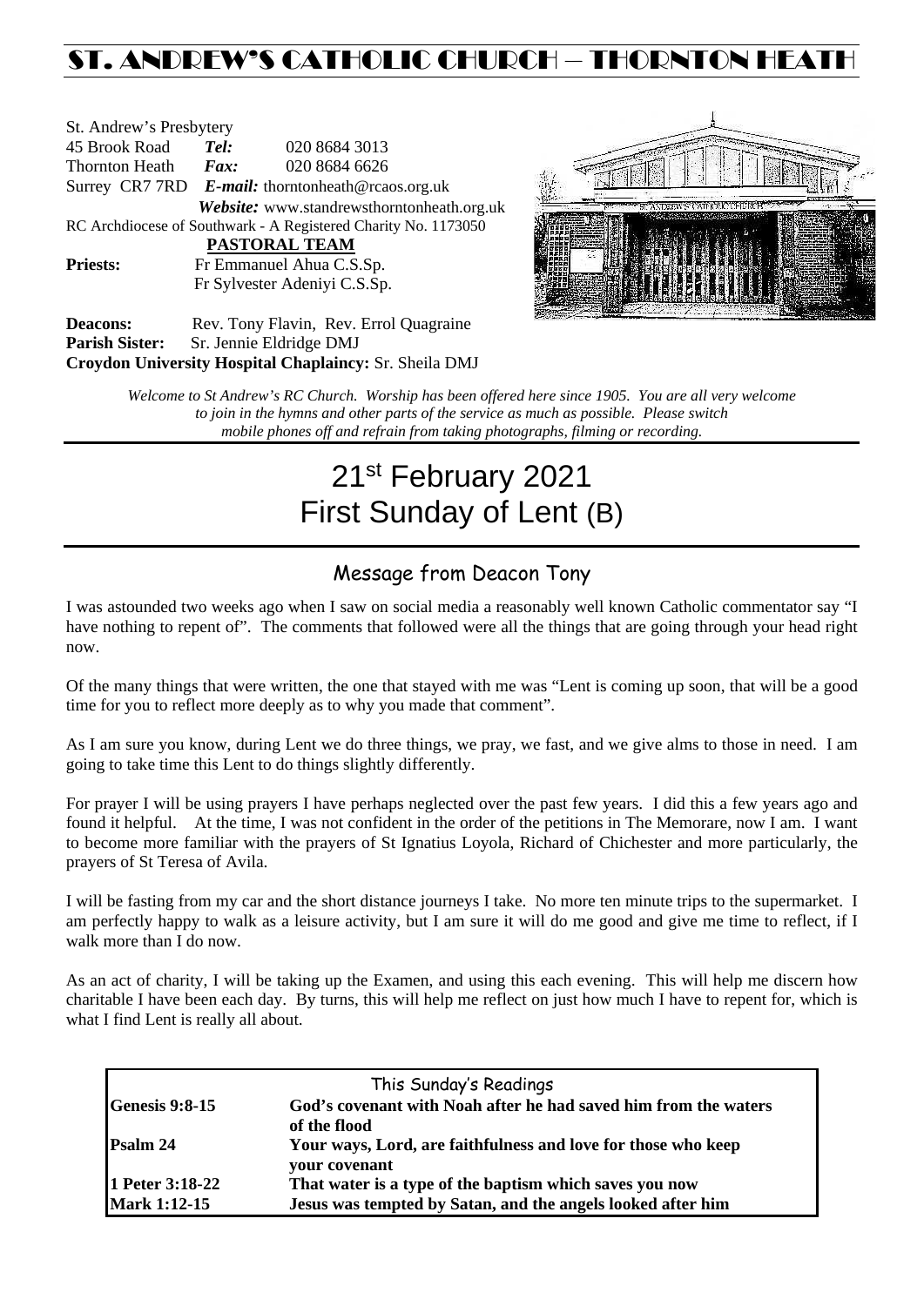# ST. ANDREW'S CATHOLIC CHURCH – THORNTON HEATH

St. Andrew's Presbytery
45 Brook Road *Tel:* 020 8684 3013
Thornton Heath *Fax:* 020 8684 6626
Surrey CR7 7RD *E-mail:* thorntonheath@rcaos.org.uk
*Website:* www.standrewsthorntonheath.org.uk
RC Archdiocese of Southwark - A Registered Charity No. 1173050

**PASTORAL TEAM**

**Priests:** Fr Emmanuel Ahua C.S.Sp.
Fr Sylvester Adeniyi C.S.Sp.

**Deacons:** Rev. Tony Flavin, Rev. Errol Quagraine
**Parish Sister:** Sr. Jennie Eldridge DMJ
**Croydon University Hospital Chaplaincy:** Sr. Sheila DMJ

*Welcome to St Andrew's RC Church. Worship has been offered here since 1905. You are all very welcome to join in the hymns and other parts of the service as much as possible. Please switch mobile phones off and refrain from taking photographs, filming or recording.*

# 21st February 2021
# First Sunday of Lent (B)

## Message from Deacon Tony

I was astounded two weeks ago when I saw on social media a reasonably well known Catholic commentator say "I have nothing to repent of". The comments that followed were all the things that are going through your head right now.

Of the many things that were written, the one that stayed with me was "Lent is coming up soon, that will be a good time for you to reflect more deeply as to why you made that comment".

As I am sure you know, during Lent we do three things, we pray, we fast, and we give alms to those in need. I am going to take time this Lent to do things slightly differently.

For prayer I will be using prayers I have perhaps neglected over the past few years. I did this a few years ago and found it helpful. At the time, I was not confident in the order of the petitions in The Memorare, now I am. I want to become more familiar with the prayers of St Ignatius Loyola, Richard of Chichester and more particularly, the prayers of St Teresa of Avila.

I will be fasting from my car and the short distance journeys I take. No more ten minute trips to the supermarket. I am perfectly happy to walk as a leisure activity, but I am sure it will do me good and give me time to reflect, if I walk more than I do now.

As an act of charity, I will be taking up the Examen, and using this each evening. This will help me discern how charitable I have been each day. By turns, this will help me reflect on just how much I have to repent for, which is what I find Lent is really all about.

| This Sunday's Readings | |
|---|---|
| **Genesis 9:8-15** | **God's covenant with Noah after he had saved him from the waters of the flood** |
| **Psalm 24** | **Your ways, Lord, are faithfulness and love for those who keep your covenant** |
| **1 Peter 3:18-22** | **That water is a type of the baptism which saves you now** |
| **Mark 1:12-15** | **Jesus was tempted by Satan, and the angels looked after him** |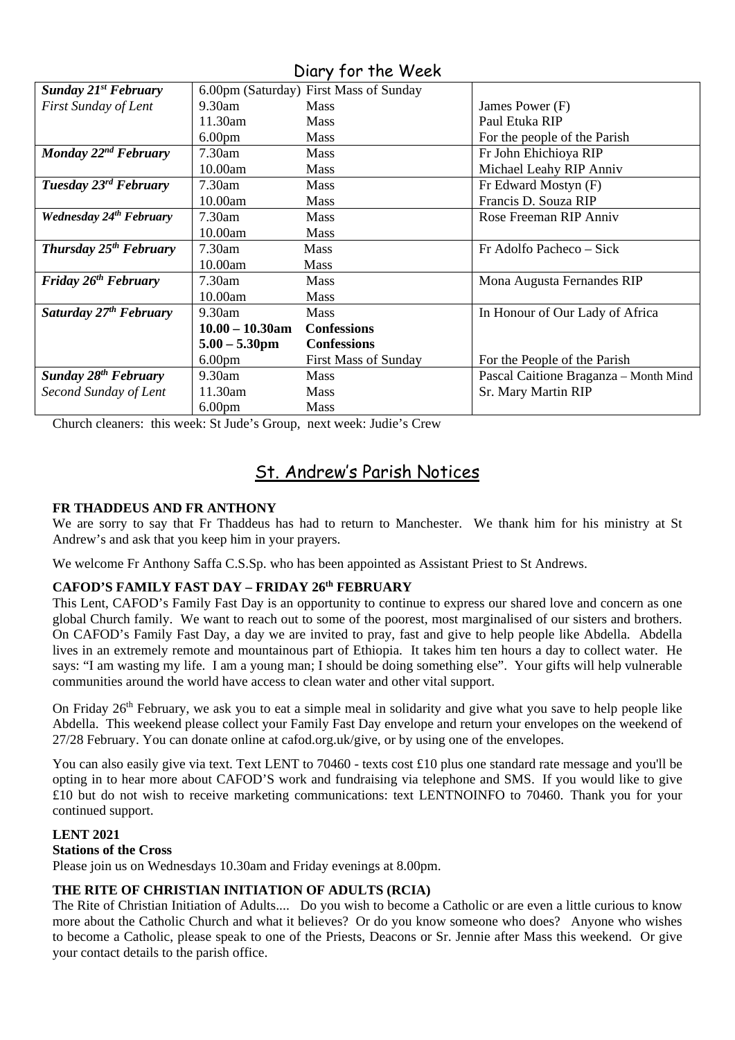## Diary for the Week

| | | | |
|---|---|---|---|
| ***Sunday 21st February*** | 6.00pm (Saturday) | First Mass of Sunday | |
| *First Sunday of Lent* | 9.30am | Mass | James Power (F) |
| | 11.30am | Mass | Paul Etuka RIP |
| | 6.00pm | Mass | For the people of the Parish |
| ***Monday 22nd February*** | 7.30am | Mass | Fr John Ehichioya RIP |
| | 10.00am | Mass | Michael Leahy RIP Anniv |
| ***Tuesday 23rd February*** | 7.30am | Mass | Fr Edward Mostyn (F) |
| | 10.00am | Mass | Francis D. Souza RIP |
| ***Wednesday 24th February*** | 7.30am | Mass | Rose Freeman RIP Anniv |
| | 10.00am | Mass | |
| ***Thursday 25th February*** | 7.30am | Mass | Fr Adolfo Pacheco – Sick |
| | 10.00am | Mass | |
| ***Friday 26th February*** | 7.30am | Mass | Mona Augusta Fernandes RIP |
| | 10.00am | Mass | |
| ***Saturday 27th February*** | 9.30am | Mass | In Honour of Our Lady of Africa |
| | **10.00 – 10.30am** | **Confessions** | |
| | **5.00 – 5.30pm** | **Confessions** | |
| | 6.00pm | First Mass of Sunday | For the People of the Parish |
| ***Sunday 28th February*** | 9.30am | Mass | Pascal Caitione Braganza – Month Mind |
| *Second Sunday of Lent* | 11.30am | Mass | Sr. Mary Martin RIP |
| | 6.00pm | Mass | |

Church cleaners: this week: St Jude's Group, next week: Judie's Crew

## St. Andrew's Parish Notices

**FR THADDEUS AND FR ANTHONY**

We are sorry to say that Fr Thaddeus has had to return to Manchester. We thank him for his ministry at St Andrew's and ask that you keep him in your prayers.

We welcome Fr Anthony Saffa C.S.Sp. who has been appointed as Assistant Priest to St Andrews.

**CAFOD'S FAMILY FAST DAY – FRIDAY 26th FEBRUARY**

This Lent, CAFOD's Family Fast Day is an opportunity to continue to express our shared love and concern as one global Church family. We want to reach out to some of the poorest, most marginalised of our sisters and brothers. On CAFOD's Family Fast Day, a day we are invited to pray, fast and give to help people like Abdella. Abdella lives in an extremely remote and mountainous part of Ethiopia. It takes him ten hours a day to collect water. He says: "I am wasting my life. I am a young man; I should be doing something else". Your gifts will help vulnerable communities around the world have access to clean water and other vital support.

On Friday 26th February, we ask you to eat a simple meal in solidarity and give what you save to help people like Abdella. This weekend please collect your Family Fast Day envelope and return your envelopes on the weekend of 27/28 February. You can donate online at cafod.org.uk/give, or by using one of the envelopes.

You can also easily give via text. Text LENT to 70460 - texts cost £10 plus one standard rate message and you'll be opting in to hear more about CAFOD'S work and fundraising via telephone and SMS. If you would like to give £10 but do not wish to receive marketing communications: text LENTNOINFO to 70460. Thank you for your continued support.

**LENT 2021**

**Stations of the Cross**

Please join us on Wednesdays 10.30am and Friday evenings at 8.00pm.

**THE RITE OF CHRISTIAN INITIATION OF ADULTS (RCIA)**

The Rite of Christian Initiation of Adults.... Do you wish to become a Catholic or are even a little curious to know more about the Catholic Church and what it believes? Or do you know someone who does? Anyone who wishes to become a Catholic, please speak to one of the Priests, Deacons or Sr. Jennie after Mass this weekend. Or give your contact details to the parish office.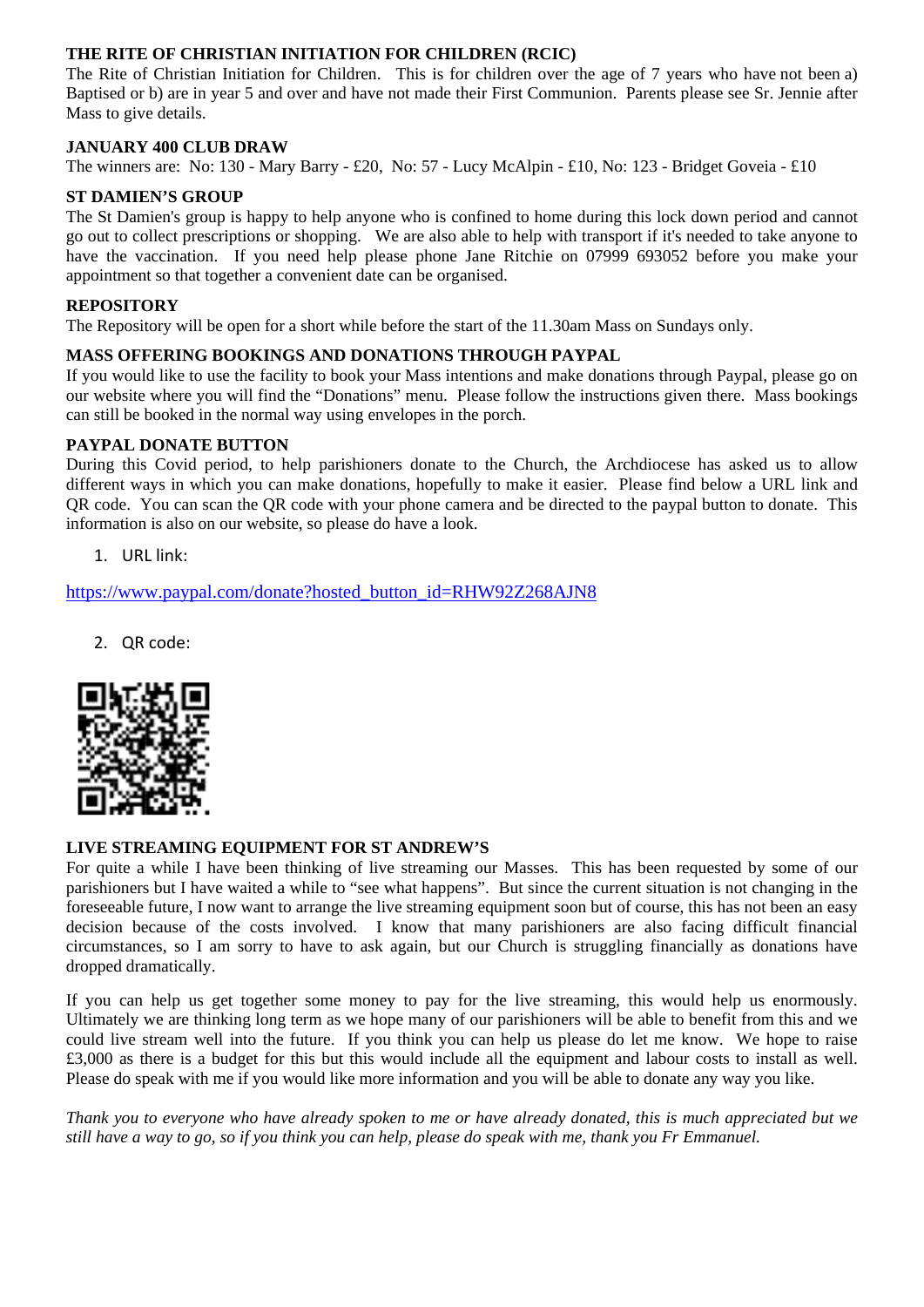**THE RITE OF CHRISTIAN INITIATION FOR CHILDREN (RCIC)**

The Rite of Christian Initiation for Children. This is for children over the age of 7 years who have not been a) Baptised or b) are in year 5 and over and have not made their First Communion. Parents please see Sr. Jennie after Mass to give details.

**JANUARY 400 CLUB DRAW**

The winners are: No: 130 - Mary Barry - £20, No: 57 - Lucy McAlpin - £10, No: 123 - Bridget Goveia - £10

**ST DAMIEN'S GROUP**

The St Damien's group is happy to help anyone who is confined to home during this lock down period and cannot go out to collect prescriptions or shopping. We are also able to help with transport if it's needed to take anyone to have the vaccination. If you need help please phone Jane Ritchie on 07999 693052 before you make your appointment so that together a convenient date can be organised.

**REPOSITORY**

The Repository will be open for a short while before the start of the 11.30am Mass on Sundays only.

**MASS OFFERING BOOKINGS AND DONATIONS THROUGH PAYPAL**

If you would like to use the facility to book your Mass intentions and make donations through Paypal, please go on our website where you will find the "Donations" menu. Please follow the instructions given there. Mass bookings can still be booked in the normal way using envelopes in the porch.

**PAYPAL DONATE BUTTON**

During this Covid period, to help parishioners donate to the Church, the Archdiocese has asked us to allow different ways in which you can make donations, hopefully to make it easier. Please find below a URL link and QR code. You can scan the QR code with your phone camera and be directed to the paypal button to donate. This information is also on our website, so please do have a look.

1. URL link:

https://www.paypal.com/donate?hosted_button_id=RHW92Z268AJN8

2. QR code:

**LIVE STREAMING EQUIPMENT FOR ST ANDREW'S**

For quite a while I have been thinking of live streaming our Masses. This has been requested by some of our parishioners but I have waited a while to "see what happens". But since the current situation is not changing in the foreseeable future, I now want to arrange the live streaming equipment soon but of course, this has not been an easy decision because of the costs involved. I know that many parishioners are also facing difficult financial circumstances, so I am sorry to have to ask again, but our Church is struggling financially as donations have dropped dramatically.

If you can help us get together some money to pay for the live streaming, this would help us enormously. Ultimately we are thinking long term as we hope many of our parishioners will be able to benefit from this and we could live stream well into the future. If you think you can help us please do let me know. We hope to raise £3,000 as there is a budget for this but this would include all the equipment and labour costs to install as well. Please do speak with me if you would like more information and you will be able to donate any way you like.

*Thank you to everyone who have already spoken to me or have already donated, this is much appreciated but we still have a way to go, so if you think you can help, please do speak with me, thank you Fr Emmanuel.*